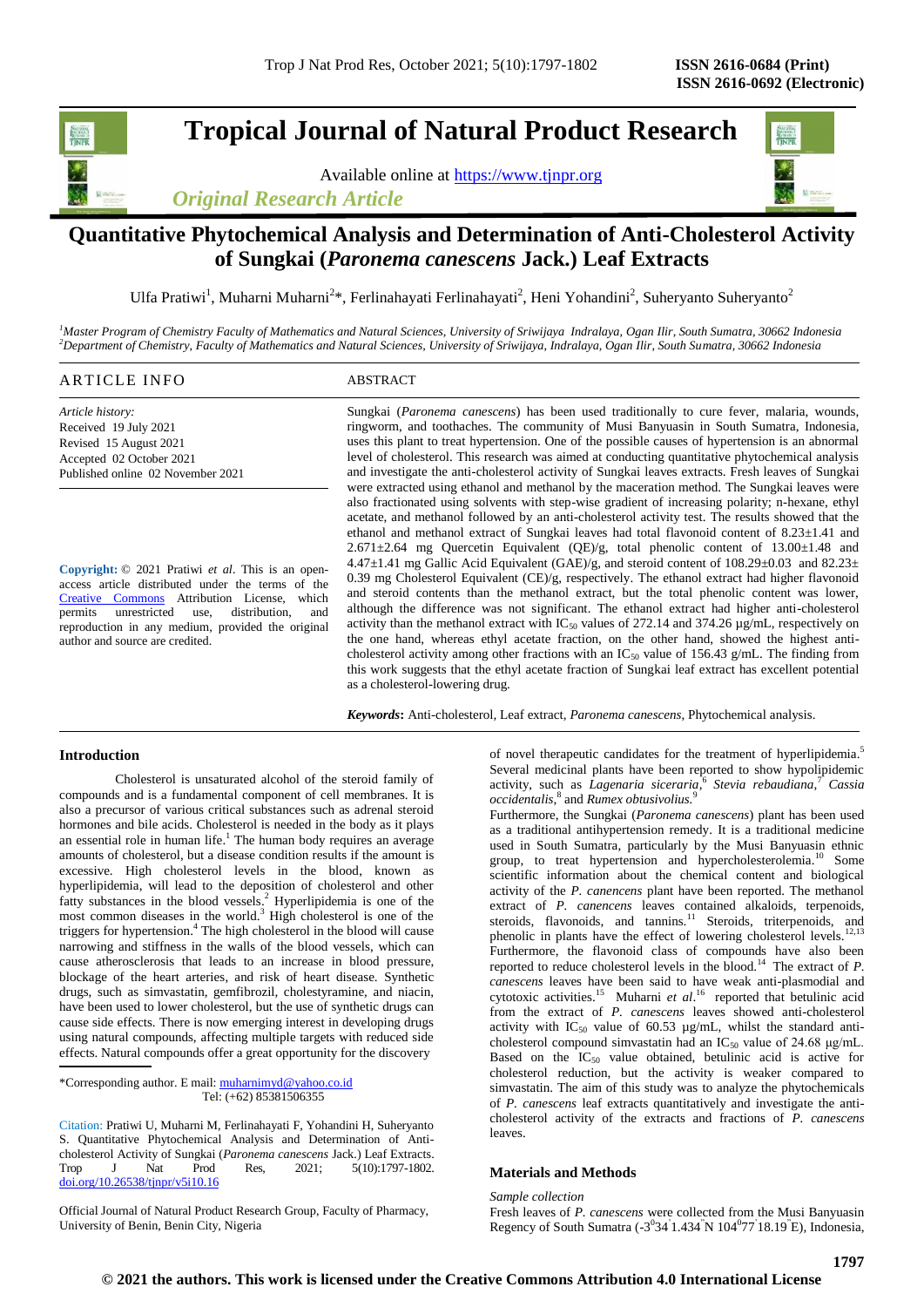*Original Research Article*

# Quantitative Phytochemical Analysis and Determination of Anti-Cholesterol Activity of Sungkai (*Paronema canescens* Jack.) Leaf Extracts

Ulfa Pratiwi[1], Muharni Muharni[2]*, Ferlinahayati Ferlinahayati[2], Heni Yohandini[2], Suheryanto Suheryanto[2]

[1]*Master Program of Chemistry Faculty of Mathematics and Natural Sciences, University of Sriwijaya Indralaya, Ogan Ilir, South Sumatra, 30662 Indonesia*
[2]*Department of Chemistry, Faculty of Mathematics and Natural Sciences, University of Sriwijaya, Indralaya, Ogan Ilir, South Sumatra, 30662 Indonesia*

## ARTICLE INFO

*Article history:*
Received 19 July 2021
Revised 15 August 2021
Accepted 02 October 2021
Published online 02 November 2021

**Copyright:** © 2021 Pratiwi *et al*. This is an open-access article distributed under the terms of the Creative Commons Attribution License, which permits unrestricted use, distribution, and reproduction in any medium, provided the original author and source are credited.

## ABSTRACT

Sungkai (*Paronema canescens*) has been used traditionally to cure fever, malaria, wounds, ringworm, and toothaches. The community of Musi Banyuasin in South Sumatra, Indonesia, uses this plant to treat hypertension. One of the possible causes of hypertension is an abnormal level of cholesterol. This research was aimed at conducting quantitative phytochemical analysis and investigate the anti-cholesterol activity of Sungkai leaves extracts. Fresh leaves of Sungkai were extracted using ethanol and methanol by the maceration method. The Sungkai leaves were also fractionated using solvents with step-wise gradient of increasing polarity; n-hexane, ethyl acetate, and methanol followed by an anti-cholesterol activity test. The results showed that the ethanol and methanol extract of Sungkai leaves had total flavonoid content of 8.23±1.41 and 2.671±2.64 mg Quercetin Equivalent (QE)/g, total phenolic content of 13.00±1.48 and 4.47±1.41 mg Gallic Acid Equivalent (GAE)/g, and steroid content of 108.29±0.03 and 82.23± 0.39 mg Cholesterol Equivalent (CE)/g, respectively. The ethanol extract had higher flavonoid and steroid contents than the methanol extract, but the total phenolic content was lower, although the difference was not significant. The ethanol extract had higher anti-cholesterol activity than the methanol extract with $IC_{50}$ values of 272.14 and 374.26 µg/mL, respectively on the one hand, whereas ethyl acetate fraction, on the other hand, showed the highest anti-cholesterol activity among other fractions with an $IC_{50}$ value of 156.43 g/mL. The finding from this work suggests that the ethyl acetate fraction of Sungkai leaf extract has excellent potential as a cholesterol-lowering drug.

***Keywords*:** Anti-cholesterol, Leaf extract, *Paronema canescens*, Phytochemical analysis.

## Introduction

Cholesterol is unsaturated alcohol of the steroid family of compounds and is a fundamental component of cell membranes. It is also a precursor of various critical substances such as adrenal steroid hormones and bile acids. Cholesterol is needed in the body as it plays an essential role in human life.[1] The human body requires an average amounts of cholesterol, but a disease condition results if the amount is excessive. High cholesterol levels in the blood, known as hyperlipidemia, will lead to the deposition of cholesterol and other fatty substances in the blood vessels.[2] Hyperlipidemia is one of the most common diseases in the world.[3] High cholesterol is one of the triggers for hypertension.[4] The high cholesterol in the blood will cause narrowing and stiffness in the walls of the blood vessels, which can cause atherosclerosis that leads to an increase in blood pressure, blockage of the heart arteries, and risk of heart disease. Synthetic drugs, such as simvastatin, gemfibrozil, cholestyramine, and niacin, have been used to lower cholesterol, but the use of synthetic drugs can cause side effects. There is now emerging interest in developing drugs using natural compounds, affecting multiple targets with reduced side effects. Natural compounds offer a great opportunity for the discovery of novel therapeutic candidates for the treatment of hyperlipidemia.[5] Several medicinal plants have been reported to show hypolipidemic activity, such as *Lagenaria siceraria*,[6] *Stevia rebaudiana*,[7] *Cassia occidentalis*,[8] and *Rumex obtusivolius*.[9]

Furthermore, the Sungkai (*Paronema canescens*) plant has been used as a traditional antihypertension remedy. It is a traditional medicine used in South Sumatra, particularly by the Musi Banyuasin ethnic group, to treat hypertension and hypercholesterolemia.[10] Some scientific information about the chemical content and biological activity of the *P. canencens* plant have been reported. The methanol extract of *P. canencens* leaves contained alkaloids, terpenoids, steroids, flavonoids, and tannins.[11] Steroids, triterpenoids, and phenolic in plants have the effect of lowering cholesterol levels.[12,13] Furthermore, the flavonoid class of compounds have also been reported to reduce cholesterol levels in the blood.[14] The extract of *P. canescens* leaves have been said to have weak anti-plasmodial and cytotoxic activities.[15] Muharni *et al*.[16] reported that betulinic acid from the extract of *P. canescens* leaves showed anti-cholesterol activity with $IC_{50}$ value of 60.53 µg/mL, whilst the standard anti-cholesterol compound simvastatin had an $IC_{50}$ value of 24.68 µg/mL. Based on the $IC_{50}$ value obtained, betulinic acid is active for cholesterol reduction, but the activity is weaker compared to simvastatin. The aim of this study was to analyze the phytochemicals of *P. canescens* leaf extracts quantitatively and investigate the anti-cholesterol activity of the extracts and fractions of *P. canescens* leaves.

## Materials and Methods

*Sample collection*

Fresh leaves of *P. canescens* were collected from the Musi Banyuasin Regency of South Sumatra (-3°34'1.434"N 104°77'18.19"E), Indonesia,

---

*Corresponding author. E mail: muharnimyd@yahoo.co.id
Tel: (+62) 85381506355

Citation: Pratiwi U, Muharni M, Ferlinahayati F, Yohandini H, Suheryanto S. Quantitative Phytochemical Analysis and Determination of Anti-cholesterol Activity of Sungkai (*Paronema canescens* Jack.) Leaf Extracts. Trop J Nat Prod Res, 2021; 5(10):1797-1802. doi.org/10.26538/tjnpr/v5i10.16

Official Journal of Natural Product Research Group, Faculty of Pharmacy, University of Benin, Benin City, Nigeria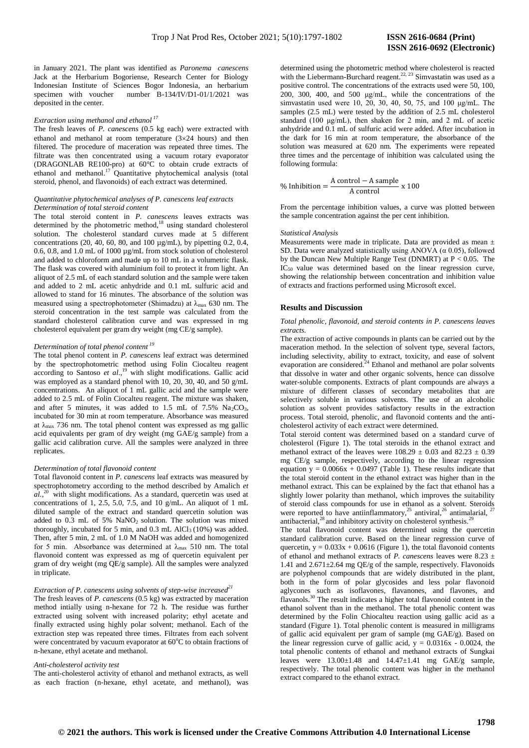in January 2021. The plant was identified as *Paronema canescens* Jack at the Herbarium Bogoriense, Research Center for Biology Indonesian Institute of Sciences Bogor Indonesia, an herbarium specimen with voucher number B-134/IV/D1-01/1/2021 was deposited in the center.

*Extraction using methanol and ethanol* [17]

The fresh leaves of *P. canescens* (0.5 kg each) were extracted with ethanol and methanol at room temperature (3×24 hours) and then filtered. The procedure of maceration was repeated three times. The filtrate was then concentrated using a vacuum rotary evaporator (DRAGONLAB RE100-pro) at 60°C to obtain crude extracts of ethanol and methanol.[17] Quantitative phytochemical analysis (total steroid, phenol, and flavonoids) of each extract was determined.

*Quantitative phytochemical analyses of P. canescens leaf extracts*

*Determination of total steroid content*

The total steroid content in *P. canescens* leaves extracts was determined by the photometric method,[18] using standard cholesterol solution. The cholesterol standard curves made at 5 different concentrations (20, 40, 60, 80, and 100 µg/mL), by pipetting 0.2, 0.4, 0.6, 0.8, and 1.0 mL of 1000 µg/mL from stock solution of cholesterol and added to chloroform and made up to 10 mL in a volumetric flask. The flask was covered with aluminium foil to protect it from light. An aliquot of 2.5 mL of each standard solution and the sample were taken and added to 2 mL acetic anhydride and 0.1 mL sulfuric acid and allowed to stand for 16 minutes. The absorbance of the solution was measured using a spectrophotometer (Shimadzu) at $\lambda_{max}$ 630 nm. The steroid concentration in the test sample was calculated from the standard cholesterol calibration curve and was expressed in mg cholesterol equivalent per gram dry weight (mg CE/g sample).

*Determination of total phenol content* [19]

The total phenol content in *P. canescens* leaf extract was determined by the spectrophotometric method using Folin Ciocalteu reagent according to Santoso *et al*.,[19] with slight modifications. Gallic acid was employed as a standard phenol with 10, 20, 30, 40, and 50 g/mL concentrations. An aliquot of 1 mL gallic acid and the sample were added to 2.5 mL of Folin Ciocalteu reagent. The mixture was shaken, and after 5 minutes, it was added to 1.5 mL of 7.5% $Na_2CO_3$, incubated for 30 min at room temperature. Absorbance was measured at $\lambda_{max}$ 736 nm. The total phenol content was expressed as mg gallic acid equivalents per gram of dry weight (mg GAE/g sample) from a gallic acid calibration curve. All the samples were analyzed in three replicates.

*Determination of total flavonoid content*

Total flavonoid content in *P. canescens* leaf extracts was measured by spectrophotometry according to the method described by Amalich *et al.*,[20] with slight modifications. As a standard, quercetin was used at concentrations of 1, 2.5, 5.0, 7.5, and 10 g/mL. An aliquot of 1 mL diluted sample of the extract and standard quercetin solution was added to 0.3 mL of 5% $NaNO_2$ solution. The mixture was mixed thoroughly, incubated for 5 min, and 0.3 mL $AlCl_3$ (10%) was added. Then, after 5 min, 2 mL of 1.0 M NaOH was added and homogenized for 5 min. Absorbance was determined at $\lambda_{max}$ 510 nm. The total flavonoid content was expressed as mg of quercetin equivalent per gram of dry weight (mg QE/g sample). All the samples were analyzed in triplicate.

*Extraction of P. canescens using solvents of step-wise increased*[21]

The fresh leaves of *P. canescens* (0.5 kg) was extracted by maceration method intially using n-hexane for 72 h. The residue was further extracted using solvent with increased polarity; ethyl acetate and finally extracted using highly polar solvent; methanol. Each of the extraction step was repeated three times. Filtrates from each solvent were concentrated by vacuum evaporator at 60°C to obtain fractions of n-hexane, ethyl acetate and methanol.

*Anti-cholesterol activity test*

The anti-cholesterol activity of ethanol and methanol extracts, as well as each fraction (n-hexane, ethyl acetate, and methanol), was determined using the photometric method where cholesterol is reacted with the Liebermann-Burchard reagent.[22, 23] Simvastatin was used as a positive control. The concentrations of the extracts used were 50, 100, 200, 300, 400, and 500 µg/mL, while the concentrations of the simvastatin used were 10, 20, 30, 40, 50, 75, and 100 µg/mL. The samples (2.5 mL) were tested by the addition of 2.5 mL cholesterol standard (100 µg/mL), then shaken for 2 min, and 2 mL of acetic anhydride and 0.1 mL of sulfuric acid were added. After incubation in the dark for 16 min at room temperature, the absorbance of the solution was measured at 620 nm. The experiments were repeated three times and the percentage of inhibition was calculated using the following formula:

$$\% \text{ Inhibition} = \frac{\text{A control} - \text{A sample}}{\text{A control}} \times 100$$

From the percentage inhibition values, a curve was plotted between the sample concentration against the per cent inhibition.

*Statistical Analysis*

Measurements were made in triplicate. Data are provided as mean ± SD. Data were analyzed statistically using ANOVA (α 0.05), followed by the Duncan New Multiple Range Test (DNMRT) at $P < 0.05$. The $IC_{50}$ value was determined based on the linear regression curve, showing the relationship between concentration and inhibition value of extracts and fractions performed using Microsoft excel.

## Results and Discussion

*Total phenolic, flavonoid, and steroid contents in P. canescens leaves extracts.*

The extraction of active compounds in plants can be carried out by the maceration method. In the selection of solvent type, several factors, including selectivity, ability to extract, toxicity, and ease of solvent evaporation are considered.[24] Ethanol and methanol are polar solvents that dissolve in water and other organic solvents, hence can dissolve water-soluble components. Extracts of plant compounds are always a mixture of different classes of secondary metabolites that are selectively soluble in various solvents. The use of an alcoholic solution as solvent provides satisfactory results in the extraction process. Total steroid, phenolic, and flavonoid contents and the anti-cholesterol activity of each extract were determined.

Total steroid content was determined based on a standard curve of cholesterol (Figure 1). The total steroids in the ethanol extract and methanol extract of the leaves were 108.29 ± 0.03 and 82.23 ± 0.39 mg CE/g sample, respectively, according to the linear regression equation $y = 0.0066x + 0.0497$ (Table 1). These results indicate that the total steroid content in the ethanol extract was higher than in the methanol extract. This can be explained by the fact that ethanol has a slightly lower polarity than methanol, which improves the suitability of steroid class compounds for use in ethanol as a solvent. Steroids were reported to have antiinflammatory,[25] antiviral,[26] antimalarial,[27] antibacterial,[28] and inhibitory activity on cholesterol synthesis.[29]

The total flavonoid content was determined using the quercetin standard calibration curve. Based on the linear regression curve of quercetin, $y = 0.033x + 0.0616$ (Figure 1), the total flavonoid contents of ethanol and methanol extracts of *P. canescens* leaves were 8.23 ± 1.41 and 2.671±2.64 mg QE/g of the sample, respectively. Flavonoids are polyphenol compounds that are widely distributed in the plant, both in the form of polar glycosides and less polar flavonoid aglycones such as isoflavones, flavanones, and flavones, and flavanols.[30] The result indicates a higher total flavonoid content in the ethanol solvent than in the methanol. The total phenolic content was determined by the Folin Chiocalteu reaction using gallic acid as a standard (Figure 1). Total phenolic content is measured in milligrams of gallic acid equivalent per gram of sample (mg GAE/g). Based on the linear regression curve of gallic acid, $y = 0.0316x - 0.0024$, the total phenolic contents of ethanol and methanol extracts of Sungkai leaves were 13.00±1.48 and 14.47±1.41 mg GAE/g sample, respectively. The total phenolic content was higher in the methanol extract compared to the ethanol extract.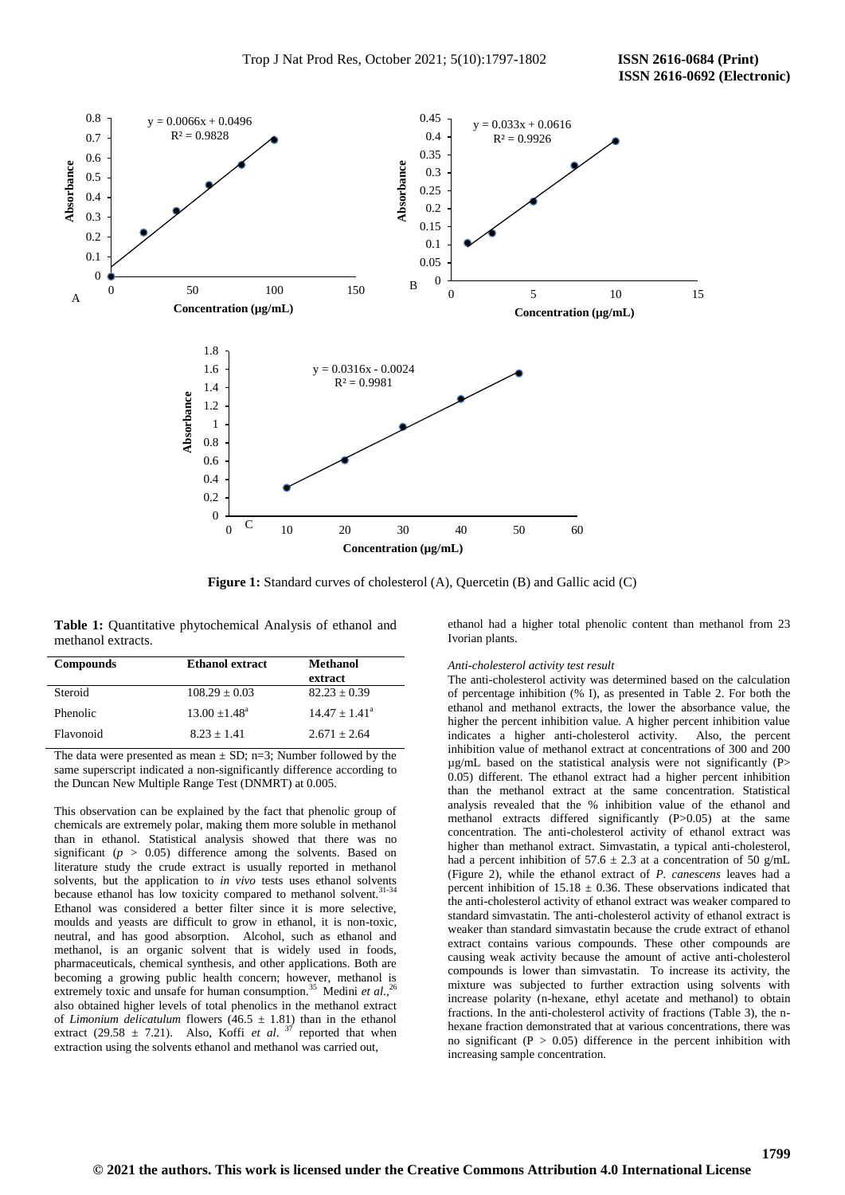Figure 1: Standard curves of cholesterol (A), Quercetin (B) and Gallic acid (C)

**Table 1:** Quantitative phytochemical Analysis of ethanol and methanol extracts.

| Compounds | Ethanol extract | Methanol extract |
|---|---|---|
| Steroid | 108.29 ± 0.03 | 82.23 ± 0.39 |
| Phenolic | 13.00 ±1.48[a] | 14.47 ± 1.41[a] |
| Flavonoid | 8.23 ± 1.41 | 2.671 ± 2.64 |

The data were presented as mean ± SD; n=3; Number followed by the same superscript indicated a non-significantly difference according to the Duncan New Multiple Range Test (DNMRT) at 0.005.

This observation can be explained by the fact that phenolic group of chemicals are extremely polar, making them more soluble in methanol than in ethanol. Statistical analysis showed that there was no significant ($p > 0.05$) difference among the solvents. Based on literature study the crude extract is usually reported in methanol solvents, but the application to *in vivo* tests uses ethanol solvents because ethanol has low toxicity compared to methanol solvent.[31-34] Ethanol was considered a better filter since it is more selective, moulds and yeasts are difficult to grow in ethanol, it is non-toxic, neutral, and has good absorption. Alcohol, such as ethanol and methanol, is an organic solvent that is widely used in foods, pharmaceuticals, chemical synthesis, and other applications. Both are becoming a growing public health concern; however, methanol is extremely toxic and unsafe for human consumption.[35] Medini *et al.*,[26] also obtained higher levels of total phenolics in the methanol extract of *Limonium delicatulum* flowers (46.5 ± 1.81) than in the ethanol extract (29.58 ± 7.21). Also, Koffi *et al.* [37] reported that when extraction using the solvents ethanol and methanol was carried out, ethanol had a higher total phenolic content than methanol from 23 Ivorian plants.

*Anti-cholesterol activity test result*

The anti-cholesterol activity was determined based on the calculation of percentage inhibition (% I), as presented in Table 2. For both the ethanol and methanol extracts, the lower the absorbance value, the higher the percent inhibition value. A higher percent inhibition value indicates a higher anti-cholesterol activity. Also, the percent inhibition value of methanol extract at concentrations of 300 and 200 µg/mL based on the statistical analysis were not significantly ($P > 0.05$) different. The ethanol extract had a higher percent inhibition than the methanol extract at the same concentration. Statistical analysis revealed that the % inhibition value of the ethanol and methanol extracts differed significantly ($P>0.05$) at the same concentration. The anti-cholesterol activity of ethanol extract was higher than methanol extract. Simvastatin, a typical anti-cholesterol, had a percent inhibition of 57.6 ± 2.3 at a concentration of 50 g/mL (Figure 2), while the ethanol extract of *P. canescens* leaves had a percent inhibition of 15.18 ± 0.36. These observations indicated that the anti-cholesterol activity of ethanol extract was weaker compared to standard simvastatin. The anti-cholesterol activity of ethanol extract is weaker than standard simvastatin because the crude extract of ethanol extract contains various compounds. These other compounds are causing weak activity because the amount of active anti-cholesterol compounds is lower than simvastatin. To increase its activity, the mixture was subjected to further extraction using solvents with increase polarity (n-hexane, ethyl acetate and methanol) to obtain fractions. In the anti-cholesterol activity of fractions (Table 3), the n-hexane fraction demonstrated that at various concentrations, there was no significant ($P > 0.05$) difference in the percent inhibition with increasing sample concentration.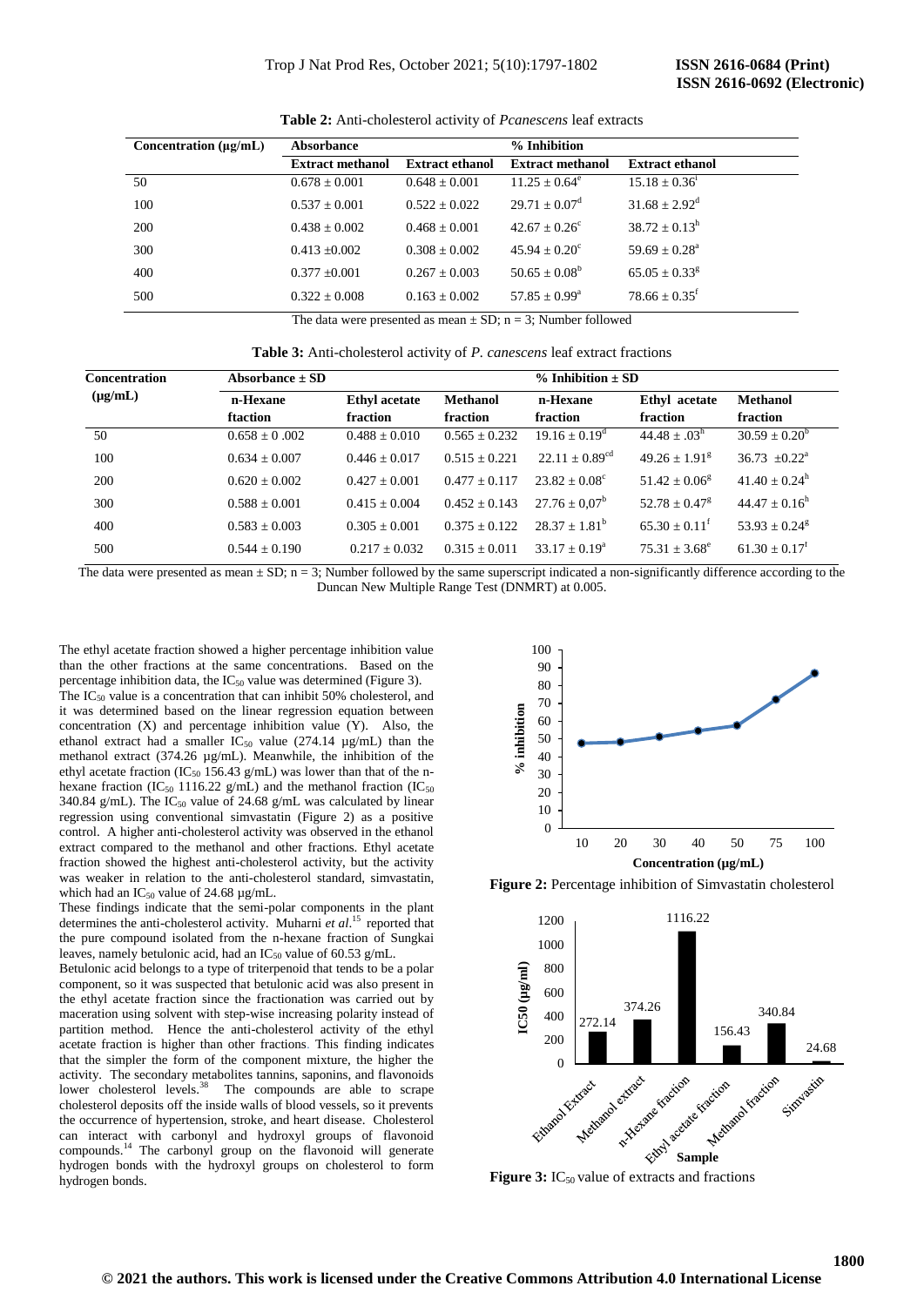**Table 2:** Anti-cholesterol activity of *Pcanescens* leaf extracts

| Concentration (µg/mL) | Absorbance | | % Inhibition | |
|---|---|---|---|---|
| | Extract methanol | Extract ethanol | Extract methanol | Extract ethanol |
| 50 | 0.678 ± 0.001 | 0.648 ± 0.001 | 11.25 ± 0.64[e] | 15.18 ± 0.36[i] |
| 100 | 0.537 ± 0.001 | 0.522 ± 0.022 | 29.71 ± 0.07[d] | 31.68 ± 2.92[d] |
| 200 | 0.438 ± 0.002 | 0.468 ± 0.001 | 42.67 ± 0.26[c] | 38.72 ± 0.13[h] |
| 300 | 0.413 ±0.002 | 0.308 ± 0.002 | 45.94 ± 0.20[c] | 59.69 ± 0.28[a] |
| 400 | 0.377 ±0.001 | 0.267 ± 0.003 | 50.65 ± 0.08[b] | 65.05 ± 0.33[g] |
| 500 | 0.322 ± 0.008 | 0.163 ± 0.002 | 57.85 ± 0.99[a] | 78.66 ± 0.35[f] |

The data were presented as mean ± SD; n = 3; Number followed

**Table 3:** Anti-cholesterol activity of *P. canescens* leaf extract fractions

| Concentration (µg/mL) | Absorbance ± SD | | | % Inhibition ± SD | | |
|---|---|---|---|---|---|---|
| | n-Hexane ftaction | Ethyl acetate fraction | Methanol fraction | n-Hexane fraction | Ethyl acetate fraction | Methanol fraction |
| 50 | 0.658 ± 0 .002 | 0.488 ± 0.010 | 0.565 ± 0.232 | 19.16 ± 0.19[d] | 44.48 ± .03[h] | 30.59 ± 0.20[b] |
| 100 | 0.634 ± 0.007 | 0.446 ± 0.017 | 0.515 ± 0.221 | 22.11 ± 0.89[cd] | 49.26 ± 1.91[g] | 36.73 ±0.22[a] |
| 200 | 0.620 ± 0.002 | 0.427 ± 0.001 | 0.477 ± 0.117 | 23.82 ± 0.08[c] | 51.42 ± 0.06[g] | 41.40 ± 0.24[h] |
| 300 | 0.588 ± 0.001 | 0.415 ± 0.004 | 0.452 ± 0.143 | 27.76 ± 0,07[b] | 52.78 ± 0.47[g] | 44.47 ± 0.16[h] |
| 400 | 0.583 ± 0.003 | 0.305 ± 0.001 | 0.375 ± 0.122 | 28.37 ± 1.81[b] | 65.30 ± 0.11[f] | 53.93 ± 0.24[g] |
| 500 | 0.544 ± 0.190 | 0.217 ± 0.032 | 0.315 ± 0.011 | 33.17 ± 0.19[a] | 75.31 ± 3.68[e] | 61.30 ± 0.17[f] |

The data were presented as mean ± SD; n = 3; Number followed by the same superscript indicated a non-significantly difference according to the Duncan New Multiple Range Test (DNMRT) at 0.005.

The ethyl acetate fraction showed a higher percentage inhibition value than the other fractions at the same concentrations. Based on the percentage inhibition data, the $IC_{50}$ value was determined (Figure 3). The $IC_{50}$ value is a concentration that can inhibit 50% cholesterol, and it was determined based on the linear regression equation between concentration (X) and percentage inhibition value (Y). Also, the ethanol extract had a smaller $IC_{50}$ value (274.14 µg/mL) than the methanol extract (374.26 µg/mL). Meanwhile, the inhibition of the ethyl acetate fraction ($IC_{50}$ 156.43 g/mL) was lower than that of the n-hexane fraction ($IC_{50}$ 1116.22 g/mL) and the methanol fraction ($IC_{50}$ 340.84 g/mL). The $IC_{50}$ value of 24.68 g/mL was calculated by linear regression using conventional simvastatin (Figure 2) as a positive control. A higher anti-cholesterol activity was observed in the ethanol extract compared to the methanol and other fractions. Ethyl acetate fraction showed the highest anti-cholesterol activity, but the activity was weaker in relation to the anti-cholesterol standard, simvastatin, which had an $IC_{50}$ value of 24.68 µg/mL.

These findings indicate that the semi-polar components in the plant determines the anti-cholesterol activity. Muharni *et al*.[15] reported that the pure compound isolated from the n-hexane fraction of Sungkai leaves, namely betulonic acid, had an $IC_{50}$ value of 60.53 g/mL.

Betulonic acid belongs to a type of triterpenoid that tends to be a polar component, so it was suspected that betulonic acid was also present in the ethyl acetate fraction since the fractionation was carried out by maceration using solvent with step-wise increasing polarity instead of partition method. Hence the anti-cholesterol activity of the ethyl acetate fraction is higher than other fractions. This finding indicates that the simpler the form of the component mixture, the higher the activity. The secondary metabolites tannins, saponins, and flavonoids lower cholesterol levels.[38] The compounds are able to scrape cholesterol deposits off the inside walls of blood vessels, so it prevents the occurrence of hypertension, stroke, and heart disease. Cholesterol can interact with carbonyl and hydroxyl groups of flavonoid compounds.[14] The carbonyl group on the flavonoid will generate hydrogen bonds with the hydroxyl groups on cholesterol to form hydrogen bonds.

**Figure 2:** Percentage inhibition of Simvastatin cholesterol

**Figure 3:** $IC_{50}$ value of extracts and fractions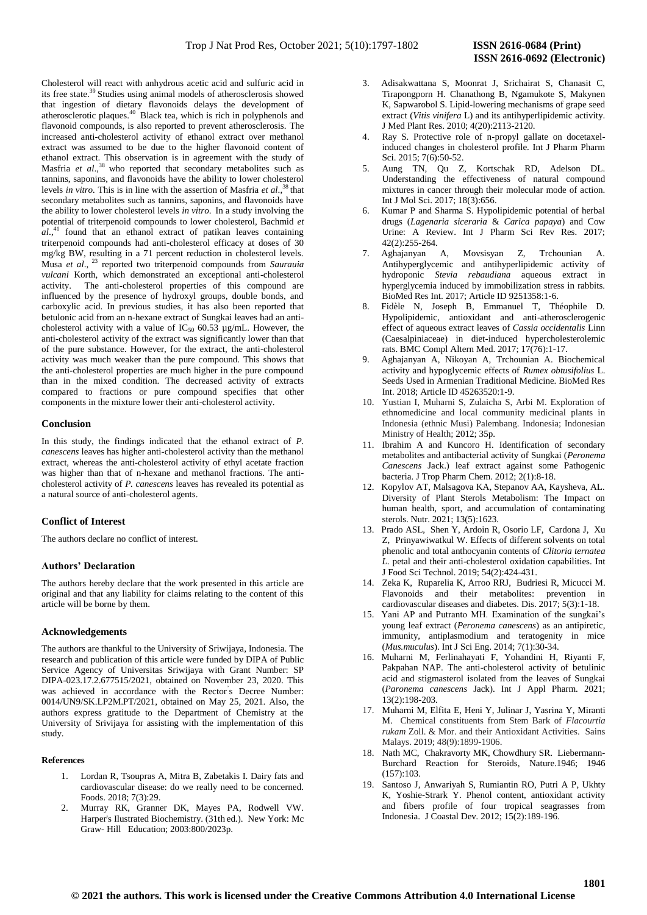Cholesterol will react with anhydrous acetic acid and sulfuric acid in its free state.[39] Studies using animal models of atherosclerosis showed that ingestion of dietary flavonoids delays the development of atherosclerotic plaques.[40] Black tea, which is rich in polyphenols and flavonoid compounds, is also reported to prevent atherosclerosis. The increased anti-cholesterol activity of ethanol extract over methanol extract was assumed to be due to the higher flavonoid content of ethanol extract. This observation is in agreement with the study of Masfria *et al*.,[38] who reported that secondary metabolites such as tannins, saponins, and flavonoids have the ability to lower cholesterol levels *in vitro*. This is in line with the assertion of Masfria *et al*.,[38] that secondary metabolites such as tannins, saponins, and flavonoids have the ability to lower cholesterol levels *in vitro*. In a study involving the potential of triterpenoid compounds to lower cholesterol, Bachmid *et al*.,[41] found that an ethanol extract of patikan leaves containing triterpenoid compounds had anti-cholesterol efficacy at doses of 30 mg/kg BW, resulting in a 71 percent reduction in cholesterol levels. Musa *et al*., [23] reported two triterpenoid compounds from *Saurauia vulcani* Korth, which demonstrated an exceptional anti-cholesterol activity. The anti-cholesterol properties of this compound are influenced by the presence of hydroxyl groups, double bonds, and carboxylic acid. In previous studies, it has also been reported that betulonic acid from an n-hexane extract of Sungkai leaves had an anti-cholesterol activity with a value of $IC_{50}$ 60.53 µg/mL. However, the anti-cholesterol activity of the extract was significantly lower than that of the pure substance. However, for the extract, the anti-cholesterol activity was much weaker than the pure compound. This shows that the anti-cholesterol properties are much higher in the pure compound than in the mixed condition. The decreased activity of extracts compared to fractions or pure compound specifies that other components in the mixture lower their anti-cholesterol activity.

## Conclusion

In this study, the findings indicated that the ethanol extract of *P. canescens* leaves has higher anti-cholesterol activity than the methanol extract, whereas the anti-cholesterol activity of ethyl acetate fraction was higher than that of n-hexane and methanol fractions. The anti-cholesterol activity of *P. canescens* leaves has revealed its potential as a natural source of anti-cholesterol agents.

## Conflict of Interest

The authors declare no conflict of interest.

## Authors' Declaration

The authors hereby declare that the work presented in this article are original and that any liability for claims relating to the content of this article will be borne by them.

## Acknowledgements

The authors are thankful to the University of Sriwijaya, Indonesia. The research and publication of this article were funded by DIPA of Public Service Agency of Universitas Sriwijaya with Grant Number: SP DIPA-023.17.2.677515/2021, obtained on November 23, 2020. This was achieved in accordance with the Rector's Decree Number: 0014/UN9/SK.LP2M.PT/2021, obtained on May 25, 2021. Also, the authors express gratitude to the Department of Chemistry at the University of Srivijaya for assisting with the implementation of this study.

### References

1. Lordan R, Tsoupras A, Mitra B, Zabetakis I. Dairy fats and cardiovascular disease: do we really need to be concerned. Foods. 2018; 7(3):29.
2. Murray RK, Granner DK, Mayes PA, Rodwell VW. Harper's Ilustrated Biochemistry. (31th ed.). New York: Mc Graw- Hill Education; 2003:800/2023p.
3. Adisakwattana S, Moonrat J, Srichairat S, Chanasit C, Tirapongporn H. Chanathong B, Ngamukote S, Makynen K, Sapwarobol S. Lipid-lowering mechanisms of grape seed extract (*Vitis vinifera* L) and its antihyperlipidemic activity. J Med Plant Res. 2010; 4(20):2113-2120.
4. Ray S. Protective role of n-propyl gallate on docetaxel-induced changes in cholesterol profile. Int J Pharm Pharm Sci. 2015; 7(6):50-52.
5. Aung TN, Qu Z, Kortschak RD, Adelson DL. Understanding the effectiveness of natural compound mixtures in cancer through their molecular mode of action. Int J Mol Sci. 2017; 18(3):656.
6. Kumar P and Sharma S. Hypolipidemic potential of herbal drugs (*Lagenaria siceraria* & *Carica papaya*) and Cow Urine: A Review. Int J Pharm Sci Rev Res. 2017; 42(2):255-264.
7. Aghajanyan A, Movsisyan Z, Trchounian A. Antihyperglycemic and antihyperlipidemic activity of hydroponic *Stevia rebaudiana* aqueous extract in hyperglycemia induced by immobilization stress in rabbits. BioMed Res Int. 2017; Article ID 9251358:1-6.
8. Fidèle N, Joseph B, Emmanuel T, Théophile D. Hypolipidemic, antioxidant and anti-atherosclerogenic effect of aqueous extract leaves of *Cassia occidentalis* Linn (Caesalpiniaceae) in diet-induced hypercholesterolemic rats. BMC Compl Altern Med. 2017; 17(76):1-17.
9. Aghajanyan A, Nikoyan A, Trchounian A. Biochemical activity and hypoglycemic effects of *Rumex obtusifolius* L. Seeds Used in Armenian Traditional Medicine. BioMed Res Int. 2018; Article ID 45263520:1-9.
10. Yustian I, Muharni S, Zulaicha S, Arbi M. Exploration of ethnomedicine and local community medicinal plants in Indonesia (ethnic Musi) Palembang. Indonesia; Indonesian Ministry of Health; 2012; 35p.
11. Ibrahim A and Kuncoro H. Identification of secondary metabolites and antibacterial activity of Sungkai (*Peronema Canescens* Jack.) leaf extract against some Pathogenic bacteria. J Trop Pharm Chem. 2012; 2(1):8-18.
12. Kopylov AT, Malsagova KA, Stepanov AA, Kaysheva, AL. Diversity of Plant Sterols Metabolism: The Impact on human health, sport, and accumulation of contaminating sterols. Nutr. 2021; 13(5):1623.
13. Prado ASL, Shen Y, Ardoin R, Osorio LF, Cardona J, Xu Z, Prinyawiwatkul W. Effects of different solvents on total phenolic and total anthocyanin contents of *Clitoria ternatea L*. petal and their anti-cholesterol oxidation capabilities. Int J Food Sci Technol. 2019; 54(2):424-431.
14. Zeka K, Ruparelia K, Arroo RRJ, Budriesi R, Micucci M. Flavonoids and their metabolites: prevention in cardiovascular diseases and diabetes. Dis. 2017; 5(3):1-18.
15. Yani AP and Putranto MH. Examination of the sungkai's young leaf extract (*Peronema canescens*) as an antipiretic, immunity, antiplasmodium and teratogenity in mice (*Mus.muculus*). Int J Sci Eng. 2014; 7(1):30-34.
16. Muharni M, Ferlinahayati F, Yohandini H, Riyanti F, Pakpahan NAP. The anti-cholesterol activity of betulinic acid and stigmasterol isolated from the leaves of Sungkai (*Paronema canescens* Jack). Int J Appl Pharm. 2021; 13(2):198-203.
17. Muharni M, Elfita E, Heni Y, Julinar J, Yasrina Y, Miranti M. Chemical constituents from Stem Bark of *Flacourtia rukam* Zoll. & Mor. and their Antioxidant Activities. Sains Malays. 2019; 48(9):1899-1906.
18. Nath MC, Chakravorty MK, Chowdhury SR. Liebermann-Burchard Reaction for Steroids, Nature.1946; 1946 (157):103.
19. Santoso J, Anwariyah S, Rumiantin RO, Putri A P, Ukhty K, Yoshie-Strark Y. Phenol content, antioxidant activity and fibers profile of four tropical seagrasses from Indonesia. J Coastal Dev. 2012; 15(2):189-196.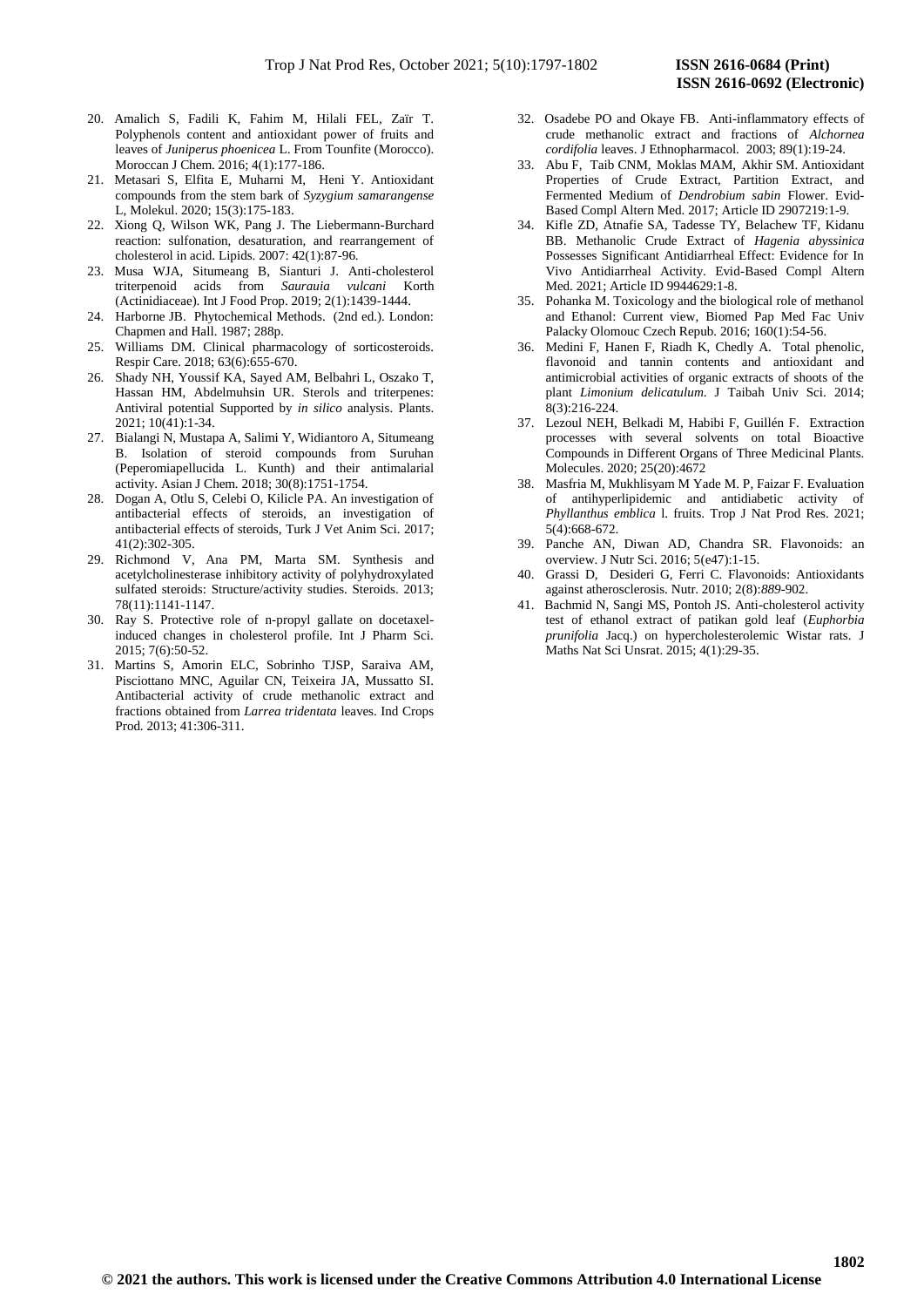20. Amalich S, Fadili K, Fahim M, Hilali FEL, Zaïr T. Polyphenols content and antioxidant power of fruits and leaves of *Juniperus phoenicea* L. From Tounfite (Morocco). Moroccan J Chem. 2016; 4(1):177-186.
21. Metasari S, Elfita E, Muharni M, Heni Y. Antioxidant compounds from the stem bark of *Syzygium samarangense* L, Molekul. 2020; 15(3):175-183.
22. Xiong Q, Wilson WK, Pang J. The Liebermann-Burchard reaction: sulfonation, desaturation, and rearrangement of cholesterol in acid. Lipids. 2007: 42(1):87-96.
23. Musa WJA, Situmeang B, Sianturi J. Anti-cholesterol triterpenoid acids from *Saurauia vulcani* Korth (Actinidiaceae). Int J Food Prop. 2019; 2(1):1439-1444.
24. Harborne JB. Phytochemical Methods. (2nd ed.). London: Chapmen and Hall. 1987; 288p.
25. Williams DM. Clinical pharmacology of sorticosteroids. Respir Care. 2018; 63(6):655-670.
26. Shady NH, Youssif KA, Sayed AM, Belbahri L, Oszako T, Hassan HM, Abdelmuhsin UR. Sterols and triterpenes: Antiviral potential Supported by *in silico* analysis. Plants. 2021; 10(41):1-34.
27. Bialangi N, Mustapa A, Salimi Y, Widiantoro A, Situmeang B. Isolation of steroid compounds from Suruhan (Peperomiapellucida L. Kunth) and their antimalarial activity. Asian J Chem. 2018; 30(8):1751-1754.
28. Dogan A, Otlu S, Celebi O, Kilicle PA. An investigation of antibacterial effects of steroids, an investigation of antibacterial effects of steroids, Turk J Vet Anim Sci. 2017; 41(2):302-305.
29. Richmond V, Ana PM, Marta SM. Synthesis and acetylcholinesterase inhibitory activity of polyhydroxylated sulfated steroids: Structure/activity studies. Steroids. 2013; 78(11):1141-1147.
30. Ray S. Protective role of n-propyl gallate on docetaxel-induced changes in cholesterol profile. Int J Pharm Sci. 2015; 7(6):50-52.
31. Martins S, Amorin ELC, Sobrinho TJSP, Saraiva AM, Pisciottano MNC, Aguilar CN, Teixeira JA, Mussatto SI. Antibacterial activity of crude methanolic extract and fractions obtained from *Larrea tridentata* leaves. Ind Crops Prod. 2013; 41:306-311.
32. Osadebe PO and Okaye FB. Anti-inflammatory effects of crude methanolic extract and fractions of *Alchornea cordifolia* leaves. J Ethnopharmacol. 2003; 89(1):19-24.
33. Abu F, Taib CNM, Moklas MAM, Akhir SM. Antioxidant Properties of Crude Extract, Partition Extract, and Fermented Medium of *Dendrobium sabin* Flower. Evid-Based Compl Altern Med. 2017; Article ID 2907219:1-9.
34. Kifle ZD, Atnafie SA, Tadesse TY, Belachew TF, Kidanu BB. Methanolic Crude Extract of *Hagenia abyssinica* Possesses Significant Antidiarrheal Effect: Evidence for In Vivo Antidiarrheal Activity. Evid-Based Compl Altern Med. 2021; Article ID 9944629:1-8.
35. Pohanka M. Toxicology and the biological role of methanol and Ethanol: Current view, Biomed Pap Med Fac Univ Palacky Olomouc Czech Repub. 2016; 160(1):54-56.
36. Medini F, Hanen F, Riadh K, Chedly A. Total phenolic, flavonoid and tannin contents and antioxidant and antimicrobial activities of organic extracts of shoots of the plant *Limonium delicatulum*. J Taibah Univ Sci. 2014; 8(3):216-224.
37. Lezoul NEH, Belkadi M, Habibi F, Guillén F. Extraction processes with several solvents on total Bioactive Compounds in Different Organs of Three Medicinal Plants. Molecules. 2020; 25(20):4672
38. Masfria M, Mukhlisyam M Yade M. P, Faizar F. Evaluation of antihyperlipidemic and antidiabetic activity of *Phyllanthus emblica* l. fruits. Trop J Nat Prod Res. 2021; 5(4):668-672.
39. Panche AN, Diwan AD, Chandra SR. Flavonoids: an overview. J Nutr Sci. 2016; 5(e47):1-15.
40. Grassi D, Desideri G, Ferri C. Flavonoids: Antioxidants against atherosclerosis. Nutr. 2010; 2(8):*889*-902.
41. Bachmid N, Sangi MS, Pontoh JS. Anti-cholesterol activity test of ethanol extract of patikan gold leaf (*Euphorbia prunifolia* Jacq.) on hypercholesterolemic Wistar rats. J Maths Nat Sci Unsrat. 2015; 4(1):29-35.